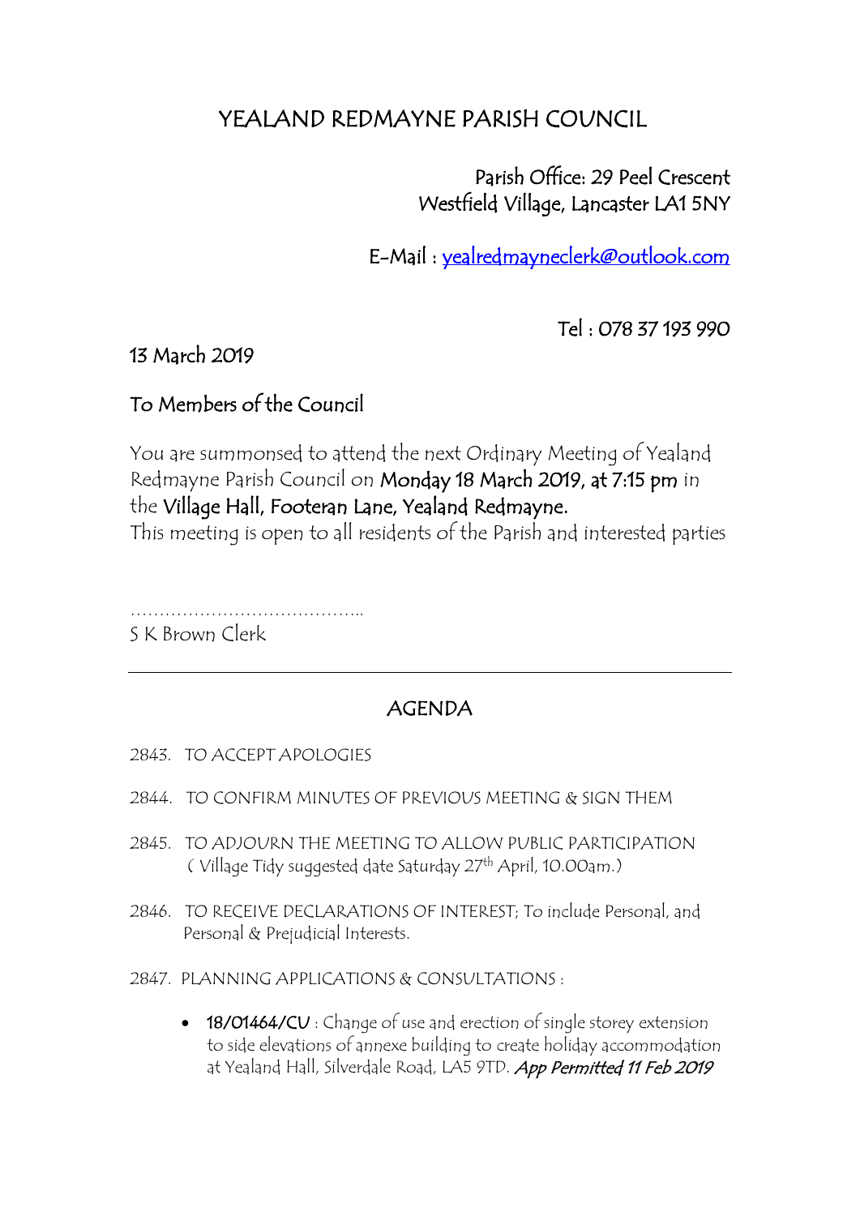# YEALAND REDMAYNE PARISH COUNCIL

Parish Office: 29 Peel Crescent
Westfield Village, Lancaster LA1 5NY

E-Mail : yealredmayneclerk@outlook.com

Tel : 078 37 193 990

13 March 2019

To Members of the Council

You are summonsed to attend the next Ordinary Meeting of Yealand Redmayne Parish Council on **Monday 18 March 2019, at 7:15 pm** in the **Village Hall, Footeran Lane, Yealand Redmayne.**
This meeting is open to all residents of the Parish and interested parties

…………………………………..
S K Brown Clerk

---

## AGENDA

2843. TO ACCEPT APOLOGIES

2844. TO CONFIRM MINUTES OF PREVIOUS MEETING & SIGN THEM

2845. TO ADJOURN THE MEETING TO ALLOW PUBLIC PARTICIPATION ( Village Tidy suggested date Saturday 27th April, 10.00am.)

2846. TO RECEIVE DECLARATIONS OF INTEREST; To include Personal, and Personal & Prejudicial Interests.

2847. PLANNING APPLICATIONS & CONSULTATIONS :

- **18/01464/CU** : Change of use and erection of single storey extension to side elevations of annexe building to create holiday accommodation at Yealand Hall, Silverdale Road, LA5 9TD. ***App Permitted 11 Feb 2019***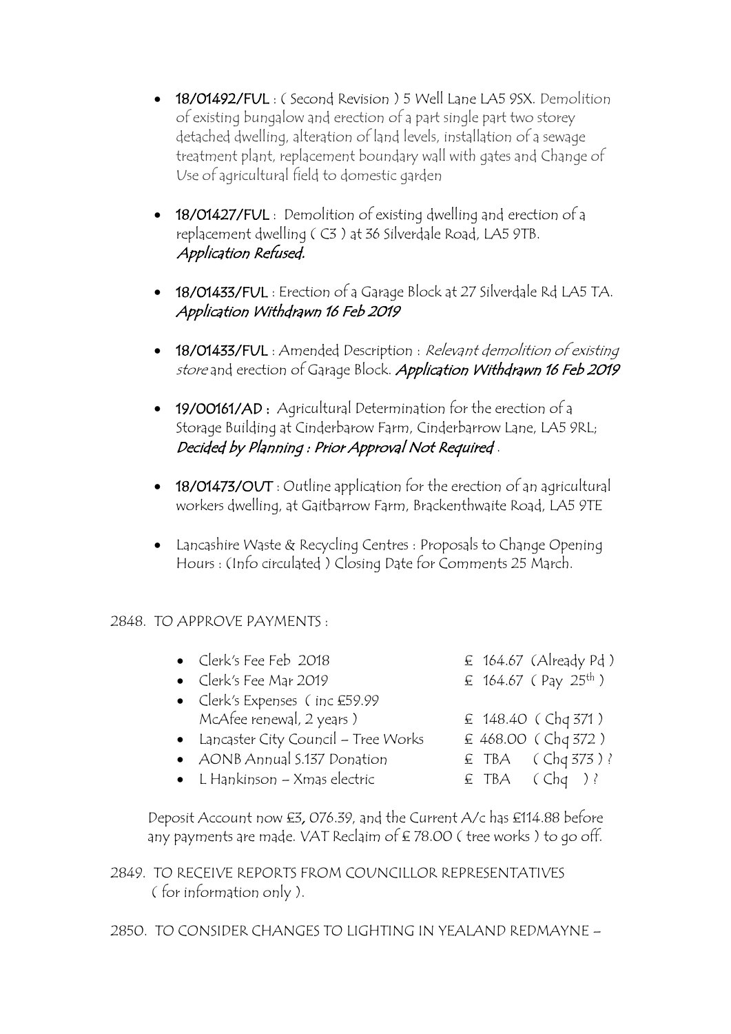- **18/01492/FUL** : ( Second Revision ) 5 Well Lane LA5 9SX. Demolition of existing bungalow and erection of a part single part two storey detached dwelling, alteration of land levels, installation of a sewage treatment plant, replacement boundary wall with gates and Change of Use of agricultural field to domestic garden

- **18/01427/FUL** : Demolition of existing dwelling and erection of a replacement dwelling ( C3 ) at 36 Silverdale Road, LA5 9TB. *Application Refused.*

- **18/01433/FUL** : Erection of a Garage Block at 27 Silverdale Rd LA5 TA. *Application Withdrawn 16 Feb 2019*

- **18/01433/FUL** : Amended Description : *Relevant demolition of existing store* and erection of Garage Block. ***Application Withdrawn 16 Feb 2019***

- **19/00161/AD** : Agricultural Determination for the erection of a Storage Building at Cinderbarow Farm, Cinderbarrow Lane, LA5 9RL; *Decided by Planning : Prior Approval Not Required* .

- **18/01473/OUT** : Outline application for the erection of an agricultural workers dwelling, at Gaitbarrow Farm, Brackenthwaite Road, LA5 9TE

- Lancashire Waste & Recycling Centres : Proposals to Change Opening Hours : (Info circulated ) Closing Date for Comments 25 March.

2848. TO APPROVE PAYMENTS :

| | |
|---|---|
| • Clerk's Fee Feb 2018 | £ 164.67 (Already Pd ) |
| • Clerk's Fee Mar 2019 | £ 164.67 ( Pay 25th ) |
| • Clerk's Expenses ( inc £59.99 McAfee renewal, 2 years ) | £ 148.40 ( Chq 371 ) |
| • Lancaster City Council – Tree Works | £ 468.00 ( Chq 372 ) |
| • AONB Annual S.137 Donation | £ TBA ( Chq 373 ) ? |
| • L Hankinson – Xmas electric | £ TBA ( Chq ) ? |

Deposit Account now £3, 076.39, and the Current A/c has £114.88 before any payments are made. VAT Reclaim of £ 78.00 ( tree works ) to go off.

2849. TO RECEIVE REPORTS FROM COUNCILLOR REPRESENTATIVES ( for information only ).

2850. TO CONSIDER CHANGES TO LIGHTING IN YEALAND REDMAYNE –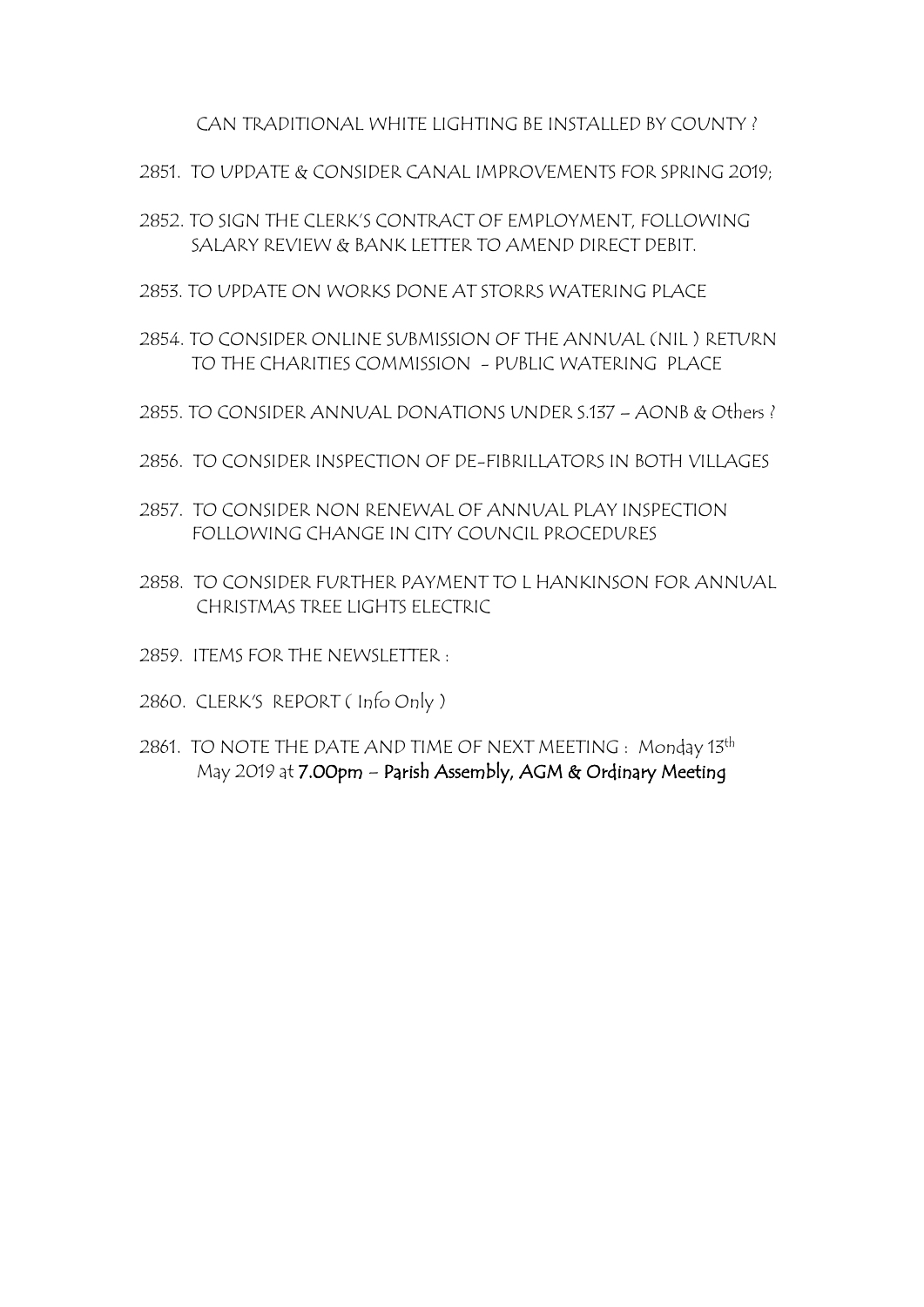CAN TRADITIONAL WHITE LIGHTING BE INSTALLED BY COUNTY ?

2851. TO UPDATE & CONSIDER CANAL IMPROVEMENTS FOR SPRING 2019;

2852. TO SIGN THE CLERK'S CONTRACT OF EMPLOYMENT, FOLLOWING SALARY REVIEW & BANK LETTER TO AMEND DIRECT DEBIT.

2853. TO UPDATE ON WORKS DONE AT STORRS WATERING PLACE

2854. TO CONSIDER ONLINE SUBMISSION OF THE ANNUAL (NIL ) RETURN TO THE CHARITIES COMMISSION - PUBLIC WATERING PLACE

2855. TO CONSIDER ANNUAL DONATIONS UNDER S.137 – AONB & Others ?

2856. TO CONSIDER INSPECTION OF DE-FIBRILLATORS IN BOTH VILLAGES

2857. TO CONSIDER NON RENEWAL OF ANNUAL PLAY INSPECTION FOLLOWING CHANGE IN CITY COUNCIL PROCEDURES

2858. TO CONSIDER FURTHER PAYMENT TO L HANKINSON FOR ANNUAL CHRISTMAS TREE LIGHTS ELECTRIC

2859. ITEMS FOR THE NEWSLETTER :

2860. CLERK'S REPORT ( Info Only )

2861. TO NOTE THE DATE AND TIME OF NEXT MEETING : Monday 13th May 2019 at **7.00pm – Parish Assembly, AGM & Ordinary Meeting**